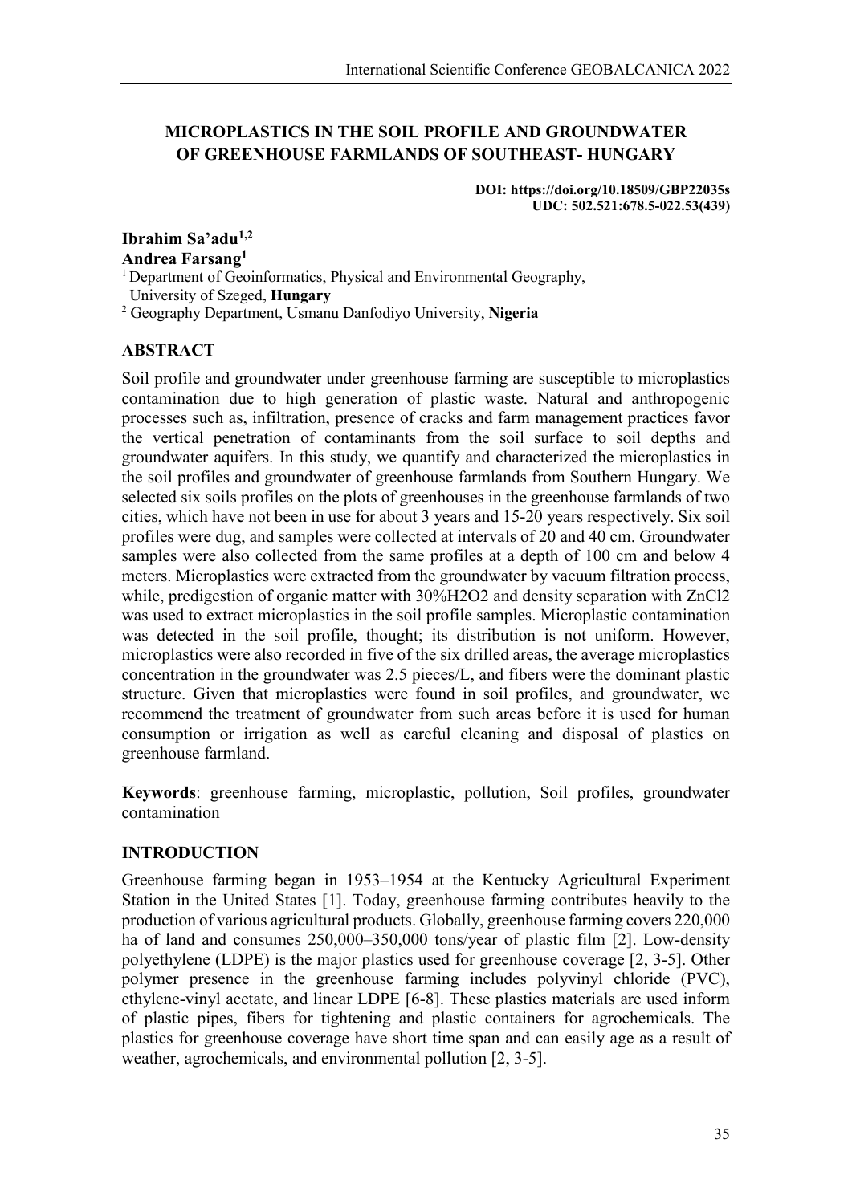# MICROPLASTICS IN THE SOIL PROFILE AND GROUNDWATER OF GREENHOUSE FARMLANDS OF SOUTHEAST- HUNGARY

**DOI: https://doi.org/10.18509/GBP22035s**
**UDC: 502.521:678.5-022.53(439)**

**Ibrahim Sa'adu[1,2]**
**Andrea Farsang[1]**

[1] Department of Geoinformatics, Physical and Environmental Geography, University of Szeged, **Hungary**
[2] Geography Department, Usmanu Danfodiyo University, **Nigeria**

## ABSTRACT

Soil profile and groundwater under greenhouse farming are susceptible to microplastics contamination due to high generation of plastic waste. Natural and anthropogenic processes such as, infiltration, presence of cracks and farm management practices favor the vertical penetration of contaminants from the soil surface to soil depths and groundwater aquifers. In this study, we quantify and characterized the microplastics in the soil profiles and groundwater of greenhouse farmlands from Southern Hungary. We selected six soils profiles on the plots of greenhouses in the greenhouse farmlands of two cities, which have not been in use for about 3 years and 15-20 years respectively. Six soil profiles were dug, and samples were collected at intervals of 20 and 40 cm. Groundwater samples were also collected from the same profiles at a depth of 100 cm and below 4 meters. Microplastics were extracted from the groundwater by vacuum filtration process, while, predigestion of organic matter with 30%$H_2O_2$ and density separation with $ZnCl_2$ was used to extract microplastics in the soil profile samples. Microplastic contamination was detected in the soil profile, thought; its distribution is not uniform. However, microplastics were also recorded in five of the six drilled areas, the average microplastics concentration in the groundwater was 2.5 pieces/L, and fibers were the dominant plastic structure. Given that microplastics were found in soil profiles, and groundwater, we recommend the treatment of groundwater from such areas before it is used for human consumption or irrigation as well as careful cleaning and disposal of plastics on greenhouse farmland.

**Keywords**: greenhouse farming, microplastic, pollution, Soil profiles, groundwater contamination

## INTRODUCTION

Greenhouse farming began in 1953–1954 at the Kentucky Agricultural Experiment Station in the United States [1]. Today, greenhouse farming contributes heavily to the production of various agricultural products. Globally, greenhouse farming covers 220,000 ha of land and consumes 250,000–350,000 tons/year of plastic film [2]. Low-density polyethylene (LDPE) is the major plastics used for greenhouse coverage [2, 3-5]. Other polymer presence in the greenhouse farming includes polyvinyl chloride (PVC), ethylene-vinyl acetate, and linear LDPE [6-8]. These plastics materials are used inform of plastic pipes, fibers for tightening and plastic containers for agrochemicals. The plastics for greenhouse coverage have short time span and can easily age as a result of weather, agrochemicals, and environmental pollution [2, 3-5].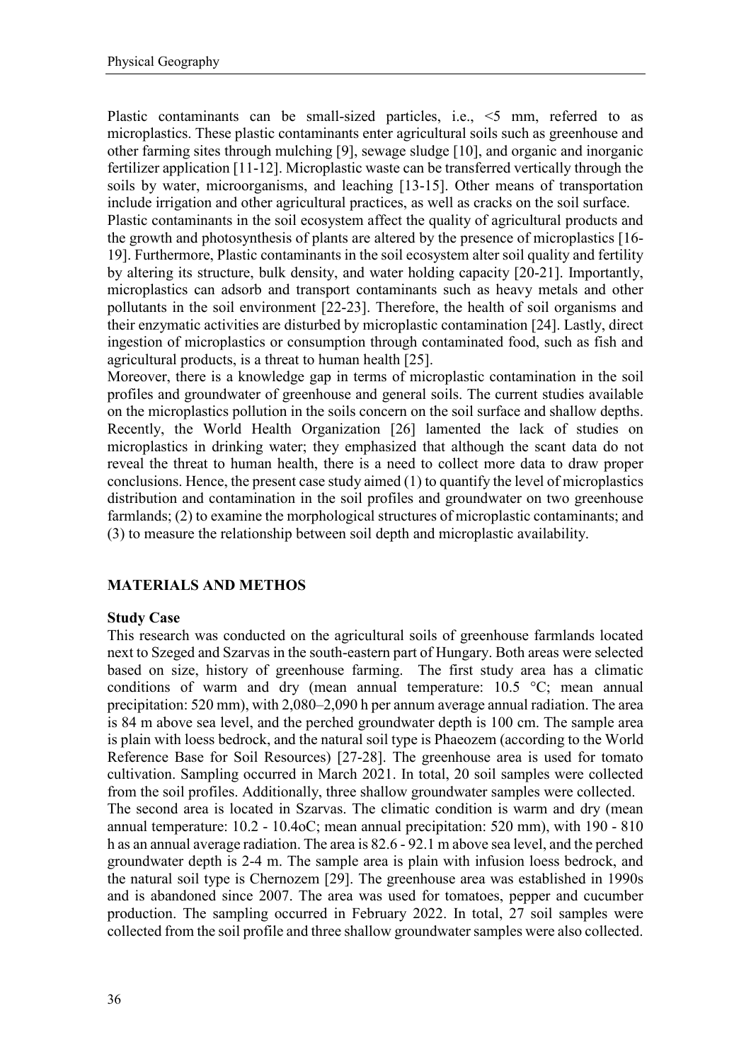Plastic contaminants can be small-sized particles, i.e., <5 mm, referred to as microplastics. These plastic contaminants enter agricultural soils such as greenhouse and other farming sites through mulching [9], sewage sludge [10], and organic and inorganic fertilizer application [11-12]. Microplastic waste can be transferred vertically through the soils by water, microorganisms, and leaching [13-15]. Other means of transportation include irrigation and other agricultural practices, as well as cracks on the soil surface.

Plastic contaminants in the soil ecosystem affect the quality of agricultural products and the growth and photosynthesis of plants are altered by the presence of microplastics [16-19]. Furthermore, Plastic contaminants in the soil ecosystem alter soil quality and fertility by altering its structure, bulk density, and water holding capacity [20-21]. Importantly, microplastics can adsorb and transport contaminants such as heavy metals and other pollutants in the soil environment [22-23]. Therefore, the health of soil organisms and their enzymatic activities are disturbed by microplastic contamination [24]. Lastly, direct ingestion of microplastics or consumption through contaminated food, such as fish and agricultural products, is a threat to human health [25].

Moreover, there is a knowledge gap in terms of microplastic contamination in the soil profiles and groundwater of greenhouse and general soils. The current studies available on the microplastics pollution in the soils concern on the soil surface and shallow depths. Recently, the World Health Organization [26] lamented the lack of studies on microplastics in drinking water; they emphasized that although the scant data do not reveal the threat to human health, there is a need to collect more data to draw proper conclusions. Hence, the present case study aimed (1) to quantify the level of microplastics distribution and contamination in the soil profiles and groundwater on two greenhouse farmlands; (2) to examine the morphological structures of microplastic contaminants; and (3) to measure the relationship between soil depth and microplastic availability.

## MATERIALS AND METHOS

### Study Case

This research was conducted on the agricultural soils of greenhouse farmlands located next to Szeged and Szarvas in the south-eastern part of Hungary. Both areas were selected based on size, history of greenhouse farming. The first study area has a climatic conditions of warm and dry (mean annual temperature: 10.5 °C; mean annual precipitation: 520 mm), with 2,080–2,090 h per annum average annual radiation. The area is 84 m above sea level, and the perched groundwater depth is 100 cm. The sample area is plain with loess bedrock, and the natural soil type is Phaeozem (according to the World Reference Base for Soil Resources) [27-28]. The greenhouse area is used for tomato cultivation. Sampling occurred in March 2021. In total, 20 soil samples were collected from the soil profiles. Additionally, three shallow groundwater samples were collected.

The second area is located in Szarvas. The climatic condition is warm and dry (mean annual temperature: 10.2 - 10.4oC; mean annual precipitation: 520 mm), with 190 - 810 h as an annual average radiation. The area is 82.6 - 92.1 m above sea level, and the perched groundwater depth is 2-4 m. The sample area is plain with infusion loess bedrock, and the natural soil type is Chernozem [29]. The greenhouse area was established in 1990s and is abandoned since 2007. The area was used for tomatoes, pepper and cucumber production. The sampling occurred in February 2022. In total, 27 soil samples were collected from the soil profile and three shallow groundwater samples were also collected.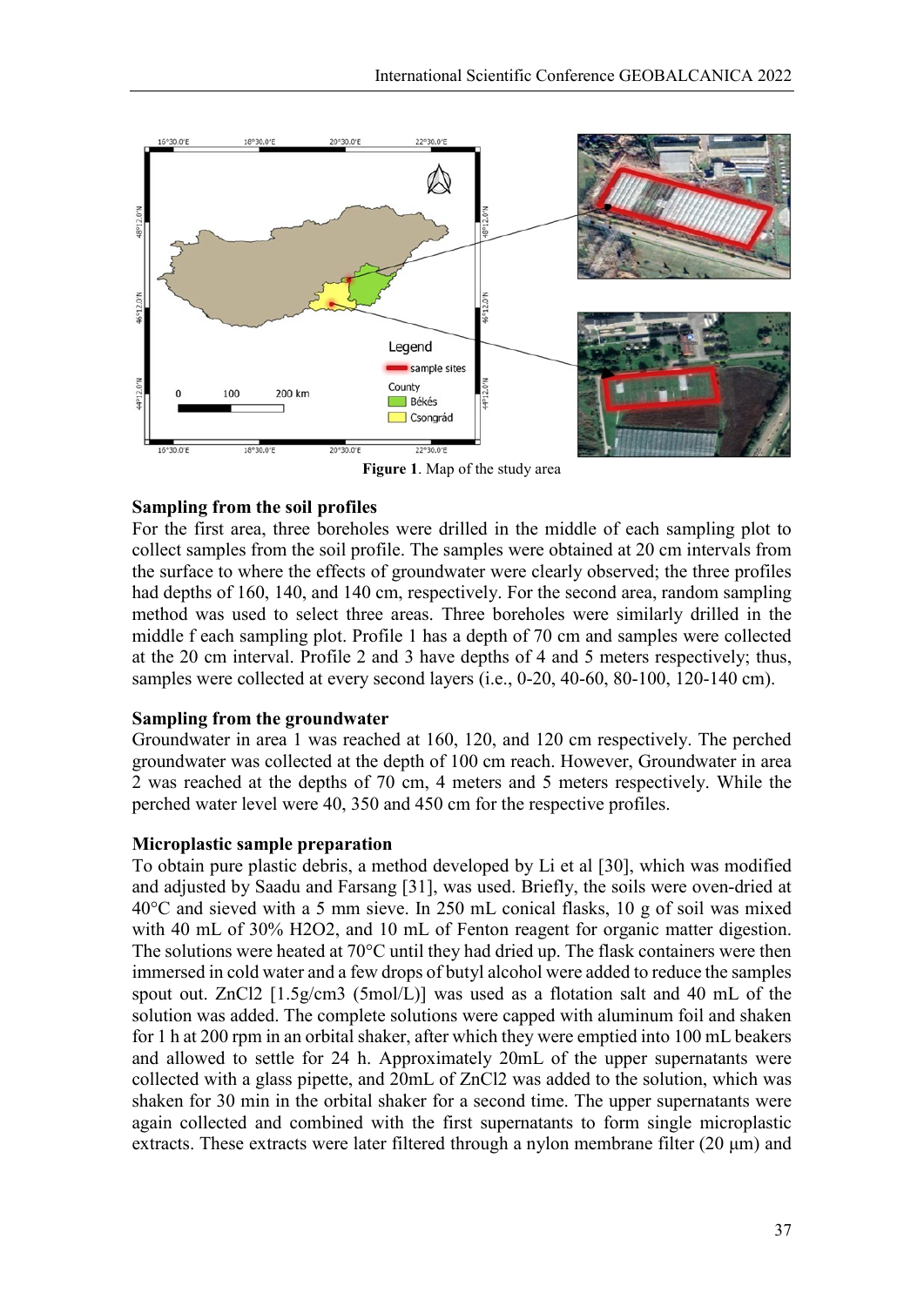Figure 1. Map of the study area

**Sampling from the soil profiles**

For the first area, three boreholes were drilled in the middle of each sampling plot to collect samples from the soil profile. The samples were obtained at 20 cm intervals from the surface to where the effects of groundwater were clearly observed; the three profiles had depths of 160, 140, and 140 cm, respectively. For the second area, random sampling method was used to select three areas. Three boreholes were similarly drilled in the middle f each sampling plot. Profile 1 has a depth of 70 cm and samples were collected at the 20 cm interval. Profile 2 and 3 have depths of 4 and 5 meters respectively; thus, samples were collected at every second layers (i.e., 0-20, 40-60, 80-100, 120-140 cm).

**Sampling from the groundwater**

Groundwater in area 1 was reached at 160, 120, and 120 cm respectively. The perched groundwater was collected at the depth of 100 cm reach. However, Groundwater in area 2 was reached at the depths of 70 cm, 4 meters and 5 meters respectively. While the perched water level were 40, 350 and 450 cm for the respective profiles.

**Microplastic sample preparation**

To obtain pure plastic debris, a method developed by Li et al [30], which was modified and adjusted by Saadu and Farsang [31], was used. Briefly, the soils were oven-dried at 40°C and sieved with a 5 mm sieve. In 250 mL conical flasks, 10 g of soil was mixed with 40 mL of 30% $H_2O_2$, and 10 mL of Fenton reagent for organic matter digestion. The solutions were heated at 70°C until they had dried up. The flask containers were then immersed in cold water and a few drops of butyl alcohol were added to reduce the samples spout out. $ZnCl_2$ [1.5g/cm3 (5mol/L)] was used as a flotation salt and 40 mL of the solution was added. The complete solutions were capped with aluminum foil and shaken for 1 h at 200 rpm in an orbital shaker, after which they were emptied into 100 mL beakers and allowed to settle for 24 h. Approximately 20mL of the upper supernatants were collected with a glass pipette, and 20mL of $ZnCl_2$ was added to the solution, which was shaken for 30 min in the orbital shaker for a second time. The upper supernatants were again collected and combined with the first supernatants to form single microplastic extracts. These extracts were later filtered through a nylon membrane filter (20 µm) and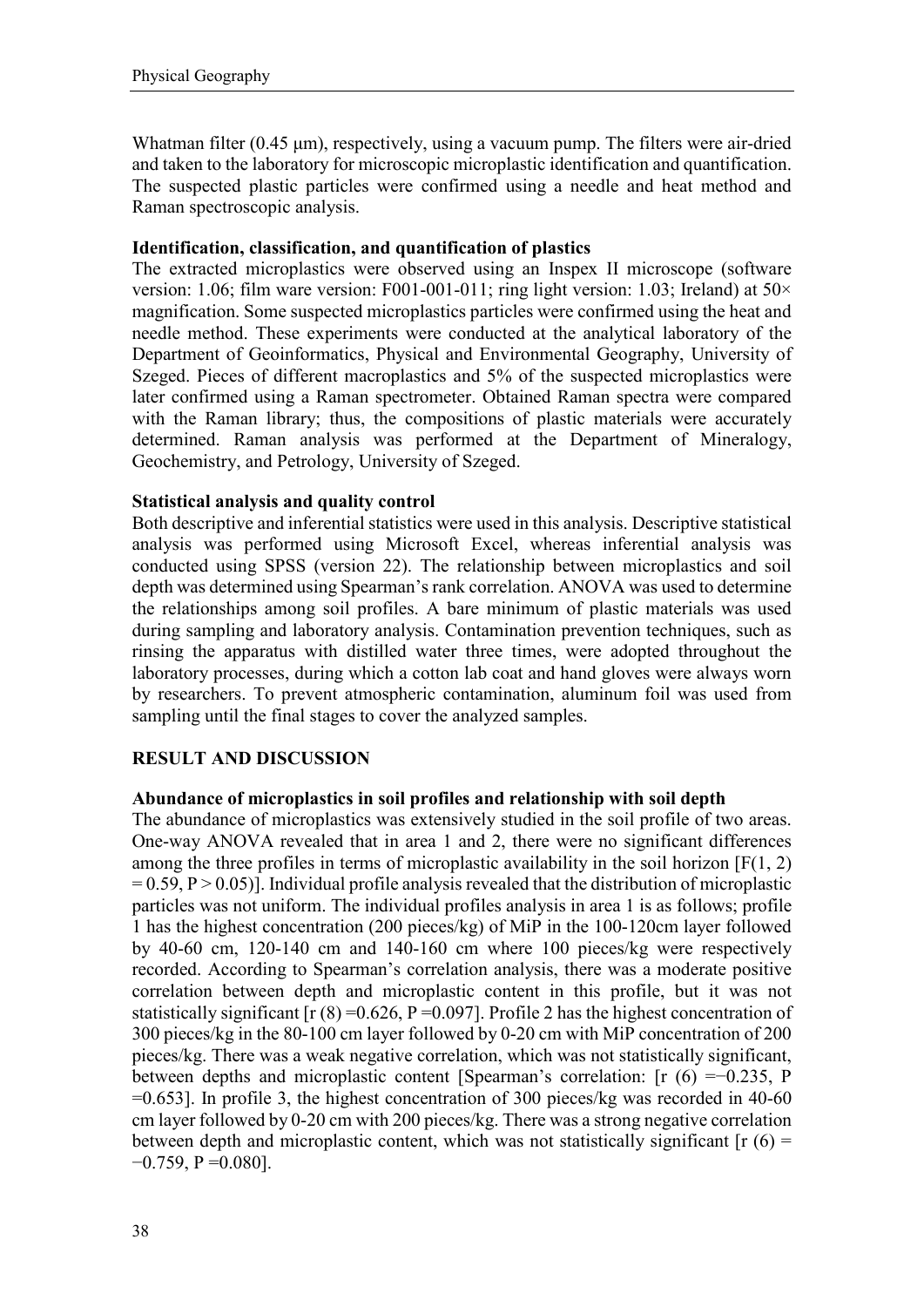Whatman filter (0.45 μm), respectively, using a vacuum pump. The filters were air-dried and taken to the laboratory for microscopic microplastic identification and quantification. The suspected plastic particles were confirmed using a needle and heat method and Raman spectroscopic analysis.

### Identification, classification, and quantification of plastics

The extracted microplastics were observed using an Inspex II microscope (software version: 1.06; film ware version: F001-001-011; ring light version: 1.03; Ireland) at 50× magnification. Some suspected microplastics particles were confirmed using the heat and needle method. These experiments were conducted at the analytical laboratory of the Department of Geoinformatics, Physical and Environmental Geography, University of Szeged. Pieces of different macroplastics and 5% of the suspected microplastics were later confirmed using a Raman spectrometer. Obtained Raman spectra were compared with the Raman library; thus, the compositions of plastic materials were accurately determined. Raman analysis was performed at the Department of Mineralogy, Geochemistry, and Petrology, University of Szeged.

### Statistical analysis and quality control

Both descriptive and inferential statistics were used in this analysis. Descriptive statistical analysis was performed using Microsoft Excel, whereas inferential analysis was conducted using SPSS (version 22). The relationship between microplastics and soil depth was determined using Spearman's rank correlation. ANOVA was used to determine the relationships among soil profiles. A bare minimum of plastic materials was used during sampling and laboratory analysis. Contamination prevention techniques, such as rinsing the apparatus with distilled water three times, were adopted throughout the laboratory processes, during which a cotton lab coat and hand gloves were always worn by researchers. To prevent atmospheric contamination, aluminum foil was used from sampling until the final stages to cover the analyzed samples.

## RESULT AND DISCUSSION

### Abundance of microplastics in soil profiles and relationship with soil depth

The abundance of microplastics was extensively studied in the soil profile of two areas. One-way ANOVA revealed that in area 1 and 2, there were no significant differences among the three profiles in terms of microplastic availability in the soil horizon [$F(1, 2) = 0.59, P > 0.05$)]. Individual profile analysis revealed that the distribution of microplastic particles was not uniform. The individual profiles analysis in area 1 is as follows; profile 1 has the highest concentration (200 pieces/kg) of MiP in the 100-120cm layer followed by 40-60 cm, 120-140 cm and 140-160 cm where 100 pieces/kg were respectively recorded. According to Spearman's correlation analysis, there was a moderate positive correlation between depth and microplastic content in this profile, but it was not statistically significant [$r (8) = 0.626, P = 0.097$]. Profile 2 has the highest concentration of 300 pieces/kg in the 80-100 cm layer followed by 0-20 cm with MiP concentration of 200 pieces/kg. There was a weak negative correlation, which was not statistically significant, between depths and microplastic content [Spearman's correlation: $r (6) = -0.235, P = 0.653$]. In profile 3, the highest concentration of 300 pieces/kg was recorded in 40-60 cm layer followed by 0-20 cm with 200 pieces/kg. There was a strong negative correlation between depth and microplastic content, which was not statistically significant [$r (6) = -0.759, P = 0.080$].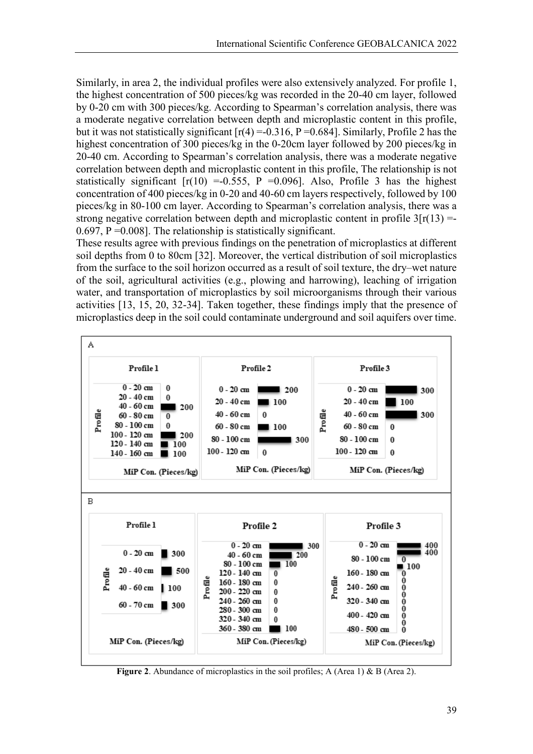Similarly, in area 2, the individual profiles were also extensively analyzed. For profile 1, the highest concentration of 500 pieces/kg was recorded in the 20-40 cm layer, followed by 0-20 cm with 300 pieces/kg. According to Spearman's correlation analysis, there was a moderate negative correlation between depth and microplastic content in this profile, but it was not statistically significant [$r(4) = -0.316$, $P = 0.684$]. Similarly, Profile 2 has the highest concentration of 300 pieces/kg in the 0-20cm layer followed by 200 pieces/kg in 20-40 cm. According to Spearman's correlation analysis, there was a moderate negative correlation between depth and microplastic content in this profile, The relationship is not statistically significant [$r(10) = -0.555$, $P = 0.096$]. Also, Profile 3 has the highest concentration of 400 pieces/kg in 0-20 and 40-60 cm layers respectively, followed by 100 pieces/kg in 80-100 cm layer. According to Spearman's correlation analysis, there was a strong negative correlation between depth and microplastic content in profile 3[$r(13) = -0.697$, $P = 0.008$]. The relationship is statistically significant.

These results agree with previous findings on the penetration of microplastics at different soil depths from 0 to 80cm [32]. Moreover, the vertical distribution of soil microplastics from the surface to the soil horizon occurred as a result of soil texture, the dry–wet nature of the soil, agricultural activities (e.g., plowing and harrowing), leaching of irrigation water, and transportation of microplastics by soil microorganisms through their various activities [13, 15, 20, 32-34]. Taken together, these findings imply that the presence of microplastics deep in the soil could contaminate underground and soil aquifers over time.

**Figure 2**. Abundance of microplastics in the soil profiles; A (Area 1) & B (Area 2).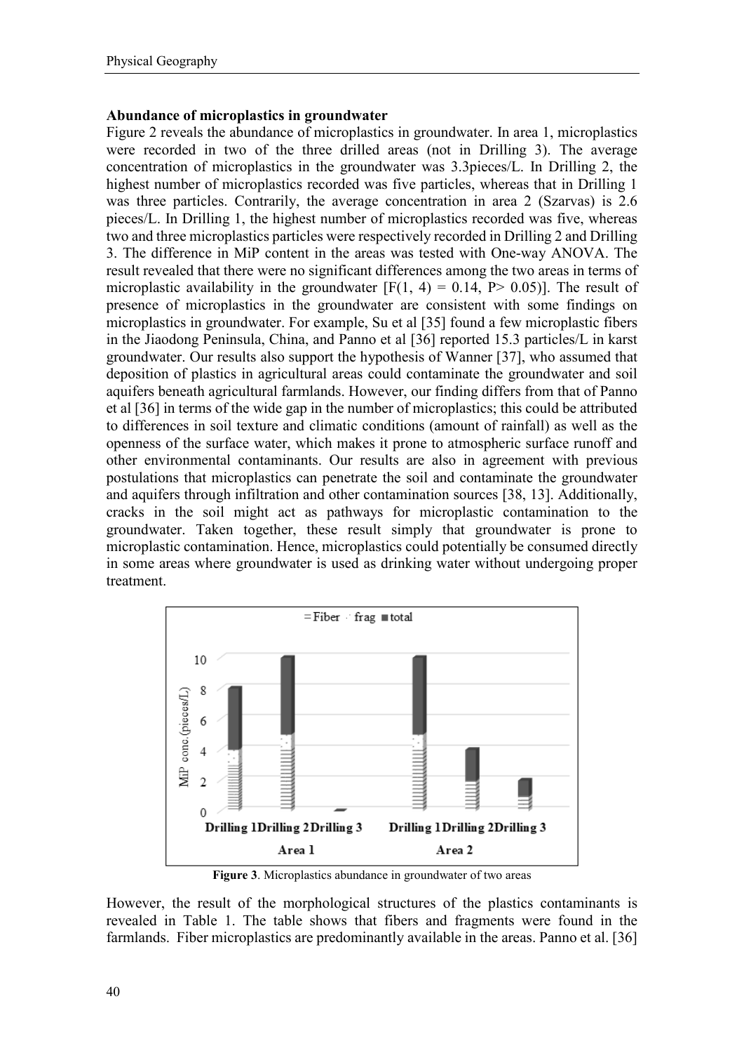### Abundance of microplastics in groundwater

Figure 2 reveals the abundance of microplastics in groundwater. In area 1, microplastics were recorded in two of the three drilled areas (not in Drilling 3). The average concentration of microplastics in the groundwater was 3.3pieces/L. In Drilling 2, the highest number of microplastics recorded was five particles, whereas that in Drilling 1 was three particles. Contrarily, the average concentration in area 2 (Szarvas) is 2.6 pieces/L. In Drilling 1, the highest number of microplastics recorded was five, whereas two and three microplastics particles were respectively recorded in Drilling 2 and Drilling 3. The difference in MiP content in the areas was tested with One-way ANOVA. The result revealed that there were no significant differences among the two areas in terms of microplastic availability in the groundwater [$F(1, 4) = 0.14$, $P > 0.05$)]. The result of presence of microplastics in the groundwater are consistent with some findings on microplastics in groundwater. For example, Su et al [35] found a few microplastic fibers in the Jiaodong Peninsula, China, and Panno et al [36] reported 15.3 particles/L in karst groundwater. Our results also support the hypothesis of Wanner [37], who assumed that deposition of plastics in agricultural areas could contaminate the groundwater and soil aquifers beneath agricultural farmlands. However, our finding differs from that of Panno et al [36] in terms of the wide gap in the number of microplastics; this could be attributed to differences in soil texture and climatic conditions (amount of rainfall) as well as the openness of the surface water, which makes it prone to atmospheric surface runoff and other environmental contaminants. Our results are also in agreement with previous postulations that microplastics can penetrate the soil and contaminate the groundwater and aquifers through infiltration and other contamination sources [38, 13]. Additionally, cracks in the soil might act as pathways for microplastic contamination to the groundwater. Taken together, these result simply that groundwater is prone to microplastic contamination. Hence, microplastics could potentially be consumed directly in some areas where groundwater is used as drinking water without undergoing proper treatment.

**Figure 3**. Microplastics abundance in groundwater of two areas

However, the result of the morphological structures of the plastics contaminants is revealed in Table 1. The table shows that fibers and fragments were found in the farmlands. Fiber microplastics are predominantly available in the areas. Panno et al. [36]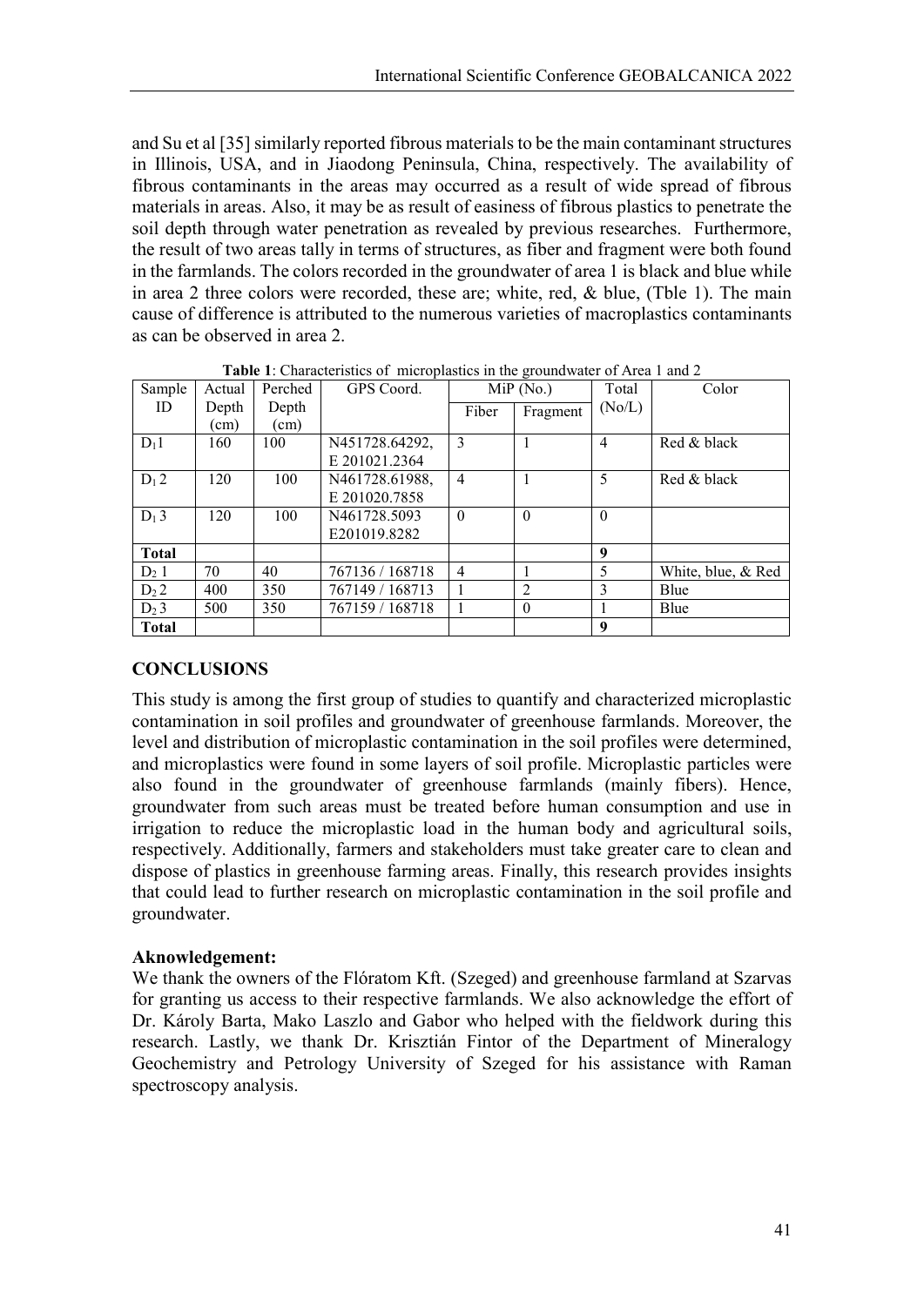and Su et al [35] similarly reported fibrous materials to be the main contaminant structures in Illinois, USA, and in Jiaodong Peninsula, China, respectively. The availability of fibrous contaminants in the areas may occurred as a result of wide spread of fibrous materials in areas. Also, it may be as result of easiness of fibrous plastics to penetrate the soil depth through water penetration as revealed by previous researches. Furthermore, the result of two areas tally in terms of structures, as fiber and fragment were both found in the farmlands. The colors recorded in the groundwater of area 1 is black and blue while in area 2 three colors were recorded, these are; white, red, & blue, (Tble 1). The main cause of difference is attributed to the numerous varieties of macroplastics contaminants as can be observed in area 2.

**Table 1**: Characteristics of microplastics in the groundwater of Area 1 and 2

| Sample ID | Actual Depth (cm) | Perched Depth (cm) | GPS Coord. | MiP (No.) | | Total (No/L) | Color |
|---|---|---|---|---|---|---|---|
| | | | | Fiber | Fragment | | |
| $D_1 1$ | 160 | 100 | N451728.64292, E 201021.2364 | 3 | 1 | 4 | Red & black |
| $D_1 2$ | 120 | 100 | N461728.61988, E 201020.7858 | 4 | 1 | 5 | Red & black |
| $D_1 3$ | 120 | 100 | N461728.5093 E201019.8282 | 0 | 0 | 0 | |
| **Total** | | | | | | **9** | |
| $D_2 1$ | 70 | 40 | 767136 / 168718 | 4 | 1 | 5 | White, blue, & Red |
| $D_2 2$ | 400 | 350 | 767149 / 168713 | 1 | 2 | 3 | Blue |
| $D_2 3$ | 500 | 350 | 767159 / 168718 | 1 | 0 | 1 | Blue |
| **Total** | | | | | | **9** | |

## CONCLUSIONS

This study is among the first group of studies to quantify and characterized microplastic contamination in soil profiles and groundwater of greenhouse farmlands. Moreover, the level and distribution of microplastic contamination in the soil profiles were determined, and microplastics were found in some layers of soil profile. Microplastic particles were also found in the groundwater of greenhouse farmlands (mainly fibers). Hence, groundwater from such areas must be treated before human consumption and use in irrigation to reduce the microplastic load in the human body and agricultural soils, respectively. Additionally, farmers and stakeholders must take greater care to clean and dispose of plastics in greenhouse farming areas. Finally, this research provides insights that could lead to further research on microplastic contamination in the soil profile and groundwater.

**Aknowledgement:**

We thank the owners of the Flóratom Kft. (Szeged) and greenhouse farmland at Szarvas for granting us access to their respective farmlands. We also acknowledge the effort of Dr. Károly Barta, Mako Laszlo and Gabor who helped with the fieldwork during this research. Lastly, we thank Dr. Krisztián Fintor of the Department of Mineralogy Geochemistry and Petrology University of Szeged for his assistance with Raman spectroscopy analysis.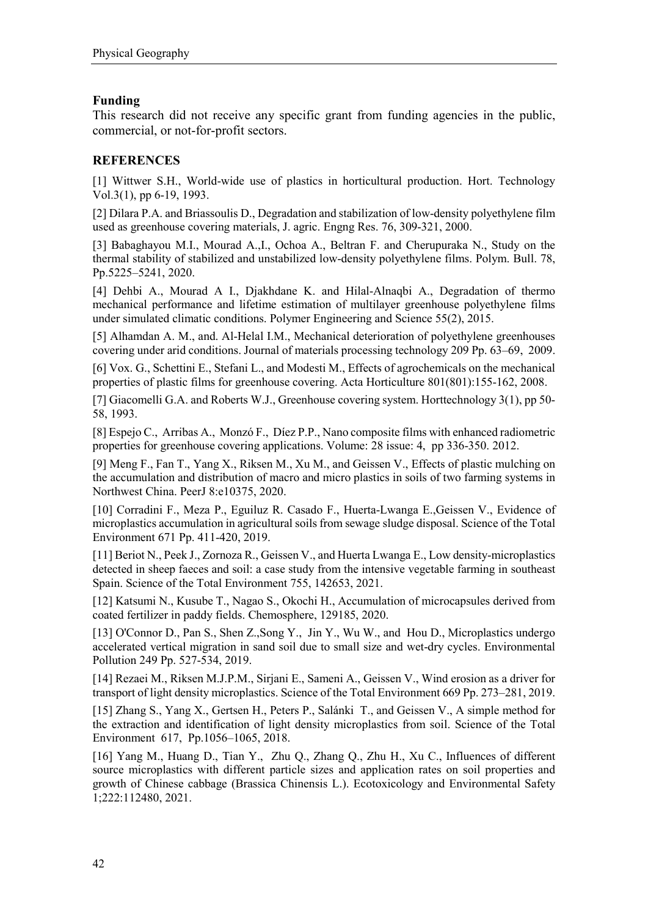## Funding

This research did not receive any specific grant from funding agencies in the public, commercial, or not-for-profit sectors.

## REFERENCES

[1] Wittwer S.H., World-wide use of plastics in horticultural production. Hort. Technology Vol.3(1), pp 6-19, 1993.

[2] Dilara P.A. and Briassoulis D., Degradation and stabilization of low-density polyethylene film used as greenhouse covering materials, J. agric. Engng Res. 76, 309-321, 2000.

[3] Babaghayou M.I., Mourad A.,I., Ochoa A., Beltran F. and Cherupuraka N., Study on the thermal stability of stabilized and unstabilized low-density polyethylene films. Polym. Bull. 78, Pp.5225–5241, 2020.

[4] Dehbi A., Mourad A I., Djakhdane K. and Hilal-Alnaqbi A., Degradation of thermo mechanical performance and lifetime estimation of multilayer greenhouse polyethylene films under simulated climatic conditions. Polymer Engineering and Science 55(2), 2015.

[5] Alhamdan A. M., and. Al-Helal I.M., Mechanical deterioration of polyethylene greenhouses covering under arid conditions. Journal of materials processing technology 209 Pp. 63–69, 2009.

[6] Vox. G., Schettini E., Stefani L., and Modesti M., Effects of agrochemicals on the mechanical properties of plastic films for greenhouse covering. Acta Horticulture 801(801):155-162, 2008.

[7] Giacomelli G.A. and Roberts W.J., Greenhouse covering system. Horttechnology 3(1), pp 50-58, 1993.

[8] Espejo C., Arribas A., Monzó F., Díez P.P., Nano composite films with enhanced radiometric properties for greenhouse covering applications. Volume: 28 issue: 4, pp 336-350. 2012.

[9] Meng F., Fan T., Yang X., Riksen M., Xu M., and Geissen V., Effects of plastic mulching on the accumulation and distribution of macro and micro plastics in soils of two farming systems in Northwest China. PeerJ 8:e10375, 2020.

[10] Corradini F., Meza P., Eguiluz R. Casado F., Huerta-Lwanga E.,Geissen V., Evidence of microplastics accumulation in agricultural soils from sewage sludge disposal. Science of the Total Environment 671 Pp. 411-420, 2019.

[11] Beriot N., Peek J., Zornoza R., Geissen V., and Huerta Lwanga E., Low density-microplastics detected in sheep faeces and soil: a case study from the intensive vegetable farming in southeast Spain. Science of the Total Environment 755, 142653, 2021.

[12] Katsumi N., Kusube T., Nagao S., Okochi H., Accumulation of microcapsules derived from coated fertilizer in paddy fields. Chemosphere, 129185, 2020.

[13] O'Connor D., Pan S., Shen Z.,Song Y., Jin Y., Wu W., and Hou D., Microplastics undergo accelerated vertical migration in sand soil due to small size and wet-dry cycles. Environmental Pollution 249 Pp. 527-534, 2019.

[14] Rezaei M., Riksen M.J.P.M., Sirjani E., Sameni A., Geissen V., Wind erosion as a driver for transport of light density microplastics. Science of the Total Environment 669 Pp. 273–281, 2019.

[15] Zhang S., Yang X., Gertsen H., Peters P., Salánki T., and Geissen V., A simple method for the extraction and identification of light density microplastics from soil. Science of the Total Environment 617, Pp.1056–1065, 2018.

[16] Yang M., Huang D., Tian Y., Zhu Q., Zhang Q., Zhu H., Xu C., Influences of different source microplastics with different particle sizes and application rates on soil properties and growth of Chinese cabbage (Brassica Chinensis L.). Ecotoxicology and Environmental Safety 1;222:112480, 2021.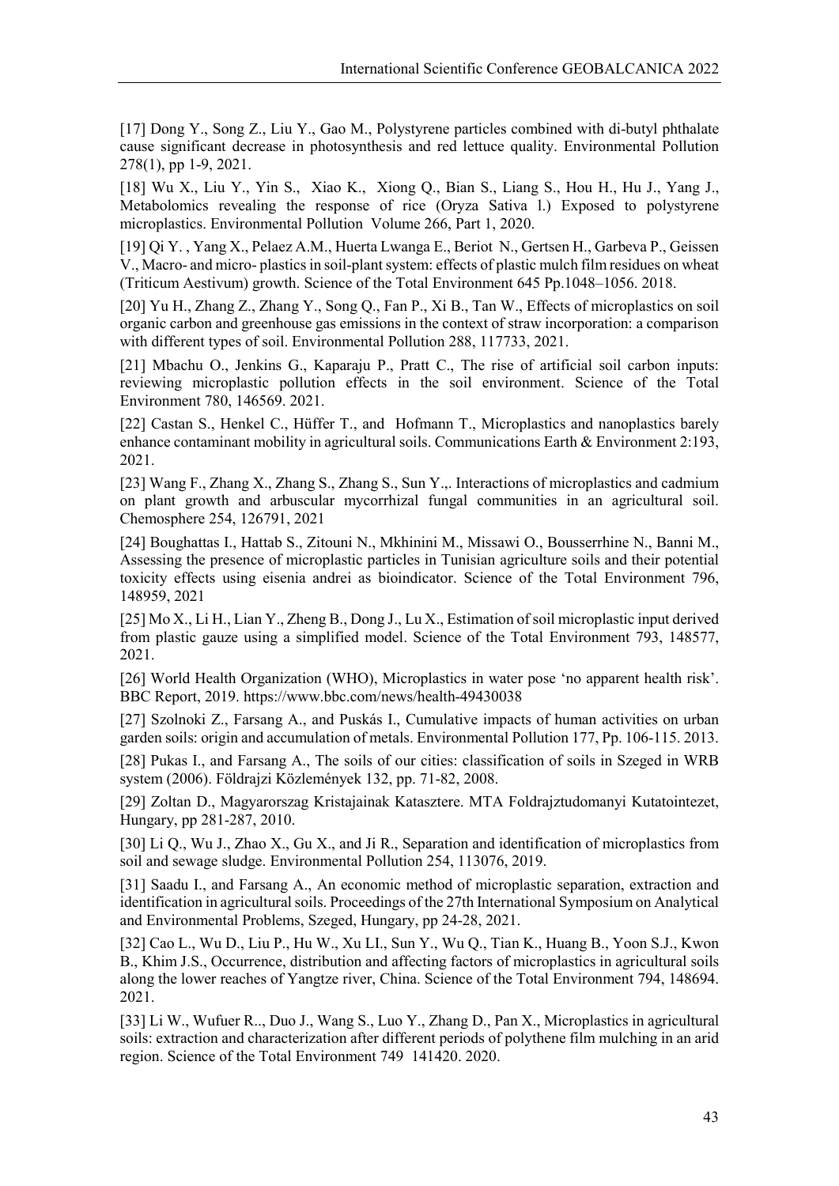[17] Dong Y., Song Z., Liu Y., Gao M., Polystyrene particles combined with di-butyl phthalate cause significant decrease in photosynthesis and red lettuce quality. Environmental Pollution 278(1), pp 1-9, 2021.

[18] Wu X., Liu Y., Yin S., Xiao K., Xiong Q., Bian S., Liang S., Hou H., Hu J., Yang J., Metabolomics revealing the response of rice (Oryza Sativa l.) Exposed to polystyrene microplastics. Environmental Pollution Volume 266, Part 1, 2020.

[19] Qi Y. , Yang X., Pelaez A.M., Huerta Lwanga E., Beriot N., Gertsen H., Garbeva P., Geissen V., Macro- and micro- plastics in soil-plant system: effects of plastic mulch film residues on wheat (Triticum Aestivum) growth. Science of the Total Environment 645 Pp.1048–1056. 2018.

[20] Yu H., Zhang Z., Zhang Y., Song Q., Fan P., Xi B., Tan W., Effects of microplastics on soil organic carbon and greenhouse gas emissions in the context of straw incorporation: a comparison with different types of soil. Environmental Pollution 288, 117733, 2021.

[21] Mbachu O., Jenkins G., Kaparaju P., Pratt C., The rise of artificial soil carbon inputs: reviewing microplastic pollution effects in the soil environment. Science of the Total Environment 780, 146569. 2021.

[22] Castan S., Henkel C., Hüffer T., and Hofmann T., Microplastics and nanoplastics barely enhance contaminant mobility in agricultural soils. Communications Earth & Environment 2:193, 2021.

[23] Wang F., Zhang X., Zhang S., Zhang S., Sun Y.,. Interactions of microplastics and cadmium on plant growth and arbuscular mycorrhizal fungal communities in an agricultural soil. Chemosphere 254, 126791, 2021

[24] Boughattas I., Hattab S., Zitouni N., Mkhinini M., Missawi O., Bousserrhine N., Banni M., Assessing the presence of microplastic particles in Tunisian agriculture soils and their potential toxicity effects using eisenia andrei as bioindicator. Science of the Total Environment 796, 148959, 2021

[25] Mo X., Li H., Lian Y., Zheng B., Dong J., Lu X., Estimation of soil microplastic input derived from plastic gauze using a simplified model. Science of the Total Environment 793, 148577, 2021.

[26] World Health Organization (WHO), Microplastics in water pose 'no apparent health risk'. BBC Report, 2019. https://www.bbc.com/news/health-49430038

[27] Szolnoki Z., Farsang A., and Puskás I., Cumulative impacts of human activities on urban garden soils: origin and accumulation of metals. Environmental Pollution 177, Pp. 106-115. 2013.

[28] Pukas I., and Farsang A., The soils of our cities: classification of soils in Szeged in WRB system (2006). Földrajzi Közlemények 132, pp. 71-82, 2008.

[29] Zoltan D., Magyarorszag Kristajainak Katasztere. MTA Foldrajztudomanyi Kutatointezet, Hungary, pp 281-287, 2010.

[30] Li Q., Wu J., Zhao X., Gu X., and Ji R., Separation and identification of microplastics from soil and sewage sludge. Environmental Pollution 254, 113076, 2019.

[31] Saadu I., and Farsang A., An economic method of microplastic separation, extraction and identification in agricultural soils. Proceedings of the 27th International Symposium on Analytical and Environmental Problems, Szeged, Hungary, pp 24-28, 2021.

[32] Cao L., Wu D., Liu P., Hu W., Xu LI., Sun Y., Wu Q., Tian K., Huang B., Yoon S.J., Kwon B., Khim J.S., Occurrence, distribution and affecting factors of microplastics in agricultural soils along the lower reaches of Yangtze river, China. Science of the Total Environment 794, 148694. 2021.

[33] Li W., Wufuer R.., Duo J., Wang S., Luo Y., Zhang D., Pan X., Microplastics in agricultural soils: extraction and characterization after different periods of polythene film mulching in an arid region. Science of the Total Environment 749 141420. 2020.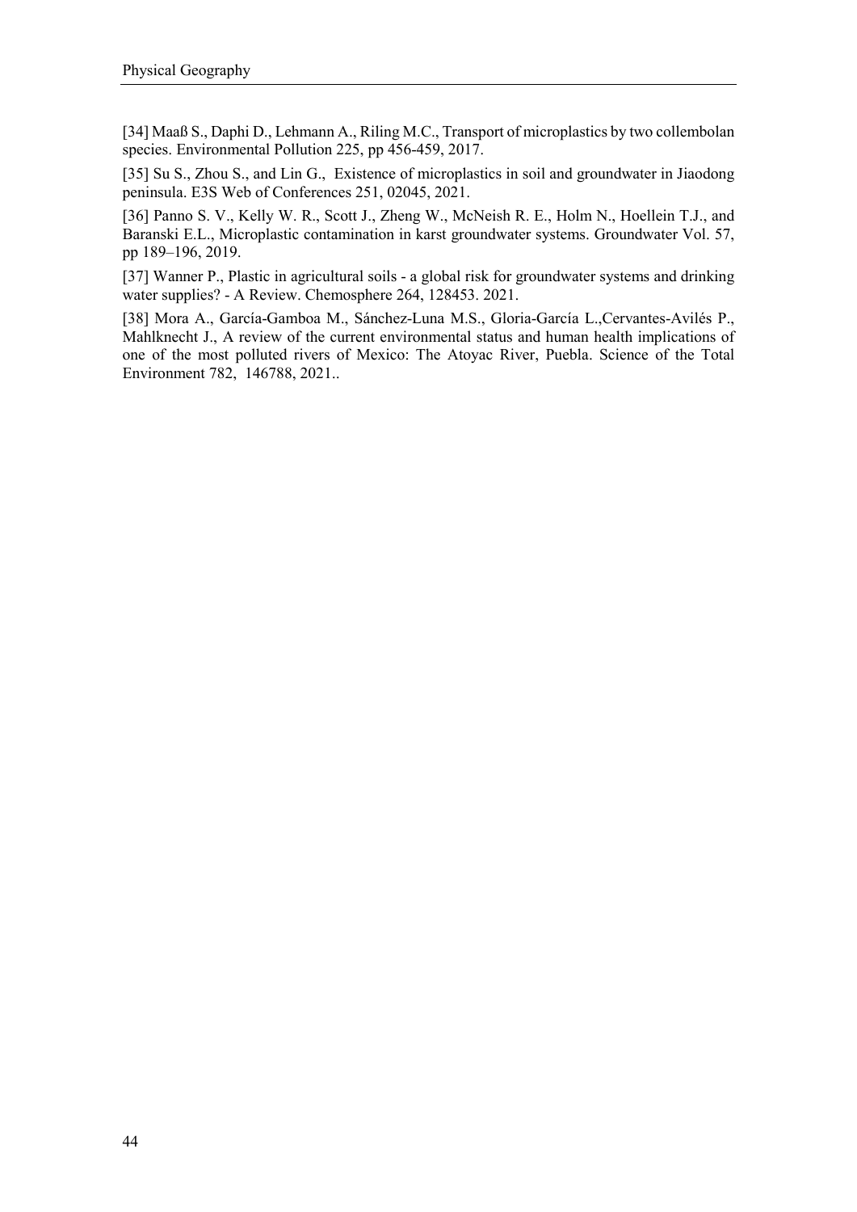[34] Maaß S., Daphi D., Lehmann A., Riling M.C., Transport of microplastics by two collembolan species. Environmental Pollution 225, pp 456-459, 2017.

[35] Su S., Zhou S., and Lin G., Existence of microplastics in soil and groundwater in Jiaodong peninsula. E3S Web of Conferences 251, 02045, 2021.

[36] Panno S. V., Kelly W. R., Scott J., Zheng W., McNeish R. E., Holm N., Hoellein T.J., and Baranski E.L., Microplastic contamination in karst groundwater systems. Groundwater Vol. 57, pp 189–196, 2019.

[37] Wanner P., Plastic in agricultural soils - a global risk for groundwater systems and drinking water supplies? - A Review. Chemosphere 264, 128453. 2021.

[38] Mora A., García-Gamboa M., Sánchez-Luna M.S., Gloria-García L.,Cervantes-Avilés P., Mahlknecht J., A review of the current environmental status and human health implications of one of the most polluted rivers of Mexico: The Atoyac River, Puebla. Science of the Total Environment 782, 146788, 2021..